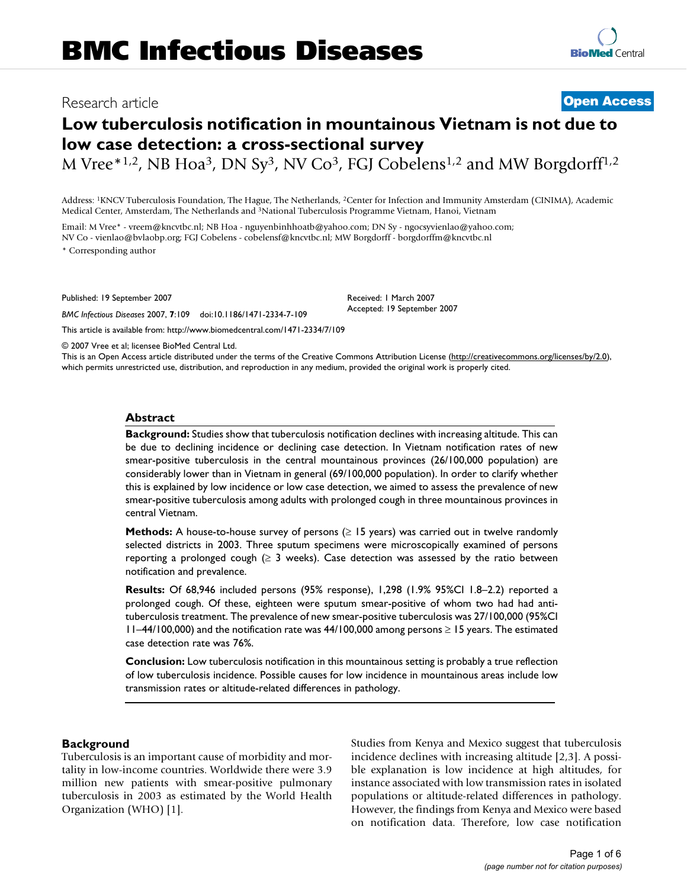# BMC Infectious Diseases

Research article

**Open Access**

## Low tuberculosis notification in mountainous Vietnam is not due to low case detection: a cross-sectional survey

M Vree*[1,2], NB Hoa[3], DN Sy[3], NV Co[3], FGJ Cobelens[1,2] and MW Borgdorff[1,2]

Address: [1]KNCV Tuberculosis Foundation, The Hague, The Netherlands, [2]Center for Infection and Immunity Amsterdam (CINIMA), Academic Medical Center, Amsterdam, The Netherlands and [3]National Tuberculosis Programme Vietnam, Hanoi, Vietnam

Email: M Vree* - vreem@kncvtbc.nl; NB Hoa - nguyenbinhhoatb@yahoo.com; DN Sy - ngocsyvienlao@yahoo.com; NV Co - vienlao@bvlaobp.org; FGJ Cobelens - cobelensf@kncvtbc.nl; MW Borgdorff - borgdorffm@kncvtbc.nl

\* Corresponding author

Published: 19 September 2007

*BMC Infectious Diseases* 2007, **7**:109 doi:10.1186/1471-2334-7-109

Received: 1 March 2007
Accepted: 19 September 2007

This article is available from: http://www.biomedcentral.com/1471-2334/7/109

© 2007 Vree et al; licensee BioMed Central Ltd.

This is an Open Access article distributed under the terms of the Creative Commons Attribution License (http://creativecommons.org/licenses/by/2.0), which permits unrestricted use, distribution, and reproduction in any medium, provided the original work is properly cited.

### Abstract

**Background:** Studies show that tuberculosis notification declines with increasing altitude. This can be due to declining incidence or declining case detection. In Vietnam notification rates of new smear-positive tuberculosis in the central mountainous provinces (26/100,000 population) are considerably lower than in Vietnam in general (69/100,000 population). In order to clarify whether this is explained by low incidence or low case detection, we aimed to assess the prevalence of new smear-positive tuberculosis among adults with prolonged cough in three mountainous provinces in central Vietnam.

**Methods:** A house-to-house survey of persons (≥ 15 years) was carried out in twelve randomly selected districts in 2003. Three sputum specimens were microscopically examined of persons reporting a prolonged cough (≥ 3 weeks). Case detection was assessed by the ratio between notification and prevalence.

**Results:** Of 68,946 included persons (95% response), 1,298 (1.9% 95%CI 1.8–2.2) reported a prolonged cough. Of these, eighteen were sputum smear-positive of whom two had had anti-tuberculosis treatment. The prevalence of new smear-positive tuberculosis was 27/100,000 (95%CI 11–44/100,000) and the notification rate was 44/100,000 among persons ≥ 15 years. The estimated case detection rate was 76%.

**Conclusion:** Low tuberculosis notification in this mountainous setting is probably a true reflection of low tuberculosis incidence. Possible causes for low incidence in mountainous areas include low transmission rates or altitude-related differences in pathology.

## Background

Tuberculosis is an important cause of morbidity and mortality in low-income countries. Worldwide there were 3.9 million new patients with smear-positive pulmonary tuberculosis in 2003 as estimated by the World Health Organization (WHO) [1].

Studies from Kenya and Mexico suggest that tuberculosis incidence declines with increasing altitude [2,3]. A possible explanation is low incidence at high altitudes, for instance associated with low transmission rates in isolated populations or altitude-related differences in pathology. However, the findings from Kenya and Mexico were based on notification data. Therefore, low case notification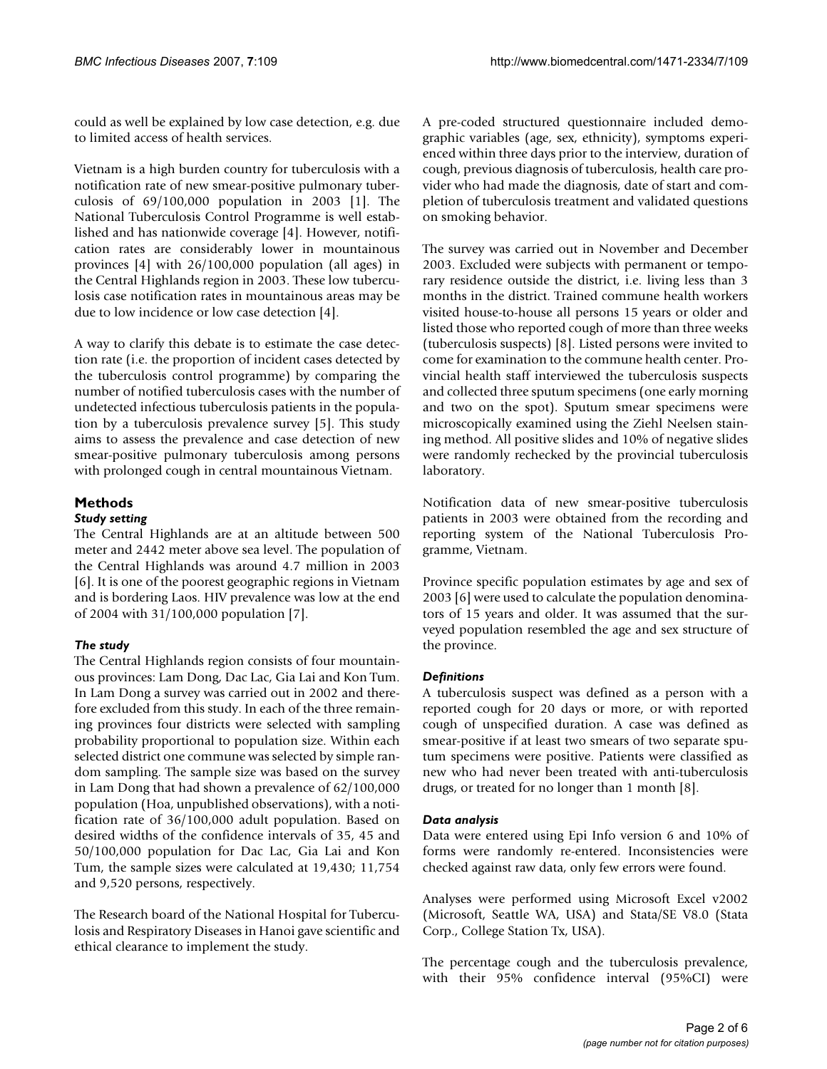could as well be explained by low case detection, e.g. due to limited access of health services.

Vietnam is a high burden country for tuberculosis with a notification rate of new smear-positive pulmonary tuberculosis of 69/100,000 population in 2003 [1]. The National Tuberculosis Control Programme is well established and has nationwide coverage [4]. However, notification rates are considerably lower in mountainous provinces [4] with 26/100,000 population (all ages) in the Central Highlands region in 2003. These low tuberculosis case notification rates in mountainous areas may be due to low incidence or low case detection [4].

A way to clarify this debate is to estimate the case detection rate (i.e. the proportion of incident cases detected by the tuberculosis control programme) by comparing the number of notified tuberculosis cases with the number of undetected infectious tuberculosis patients in the population by a tuberculosis prevalence survey [5]. This study aims to assess the prevalence and case detection of new smear-positive pulmonary tuberculosis among persons with prolonged cough in central mountainous Vietnam.

## Methods

### *Study setting*

The Central Highlands are at an altitude between 500 meter and 2442 meter above sea level. The population of the Central Highlands was around 4.7 million in 2003 [6]. It is one of the poorest geographic regions in Vietnam and is bordering Laos. HIV prevalence was low at the end of 2004 with 31/100,000 population [7].

### *The study*

The Central Highlands region consists of four mountainous provinces: Lam Dong, Dac Lac, Gia Lai and Kon Tum. In Lam Dong a survey was carried out in 2002 and therefore excluded from this study. In each of the three remaining provinces four districts were selected with sampling probability proportional to population size. Within each selected district one commune was selected by simple random sampling. The sample size was based on the survey in Lam Dong that had shown a prevalence of 62/100,000 population (Hoa, unpublished observations), with a notification rate of 36/100,000 adult population. Based on desired widths of the confidence intervals of 35, 45 and 50/100,000 population for Dac Lac, Gia Lai and Kon Tum, the sample sizes were calculated at 19,430; 11,754 and 9,520 persons, respectively.

The Research board of the National Hospital for Tuberculosis and Respiratory Diseases in Hanoi gave scientific and ethical clearance to implement the study.

A pre-coded structured questionnaire included demographic variables (age, sex, ethnicity), symptoms experienced within three days prior to the interview, duration of cough, previous diagnosis of tuberculosis, health care provider who had made the diagnosis, date of start and completion of tuberculosis treatment and validated questions on smoking behavior.

The survey was carried out in November and December 2003. Excluded were subjects with permanent or temporary residence outside the district, i.e. living less than 3 months in the district. Trained commune health workers visited house-to-house all persons 15 years or older and listed those who reported cough of more than three weeks (tuberculosis suspects) [8]. Listed persons were invited to come for examination to the commune health center. Provincial health staff interviewed the tuberculosis suspects and collected three sputum specimens (one early morning and two on the spot). Sputum smear specimens were microscopically examined using the Ziehl Neelsen staining method. All positive slides and 10% of negative slides were randomly rechecked by the provincial tuberculosis laboratory.

Notification data of new smear-positive tuberculosis patients in 2003 were obtained from the recording and reporting system of the National Tuberculosis Programme, Vietnam.

Province specific population estimates by age and sex of 2003 [6] were used to calculate the population denominators of 15 years and older. It was assumed that the surveyed population resembled the age and sex structure of the province.

### *Definitions*

A tuberculosis suspect was defined as a person with a reported cough for 20 days or more, or with reported cough of unspecified duration. A case was defined as smear-positive if at least two smears of two separate sputum specimens were positive. Patients were classified as new who had never been treated with anti-tuberculosis drugs, or treated for no longer than 1 month [8].

### *Data analysis*

Data were entered using Epi Info version 6 and 10% of forms were randomly re-entered. Inconsistencies were checked against raw data, only few errors were found.

Analyses were performed using Microsoft Excel v2002 (Microsoft, Seattle WA, USA) and Stata/SE V8.0 (Stata Corp., College Station Tx, USA).

The percentage cough and the tuberculosis prevalence, with their 95% confidence interval (95%CI) were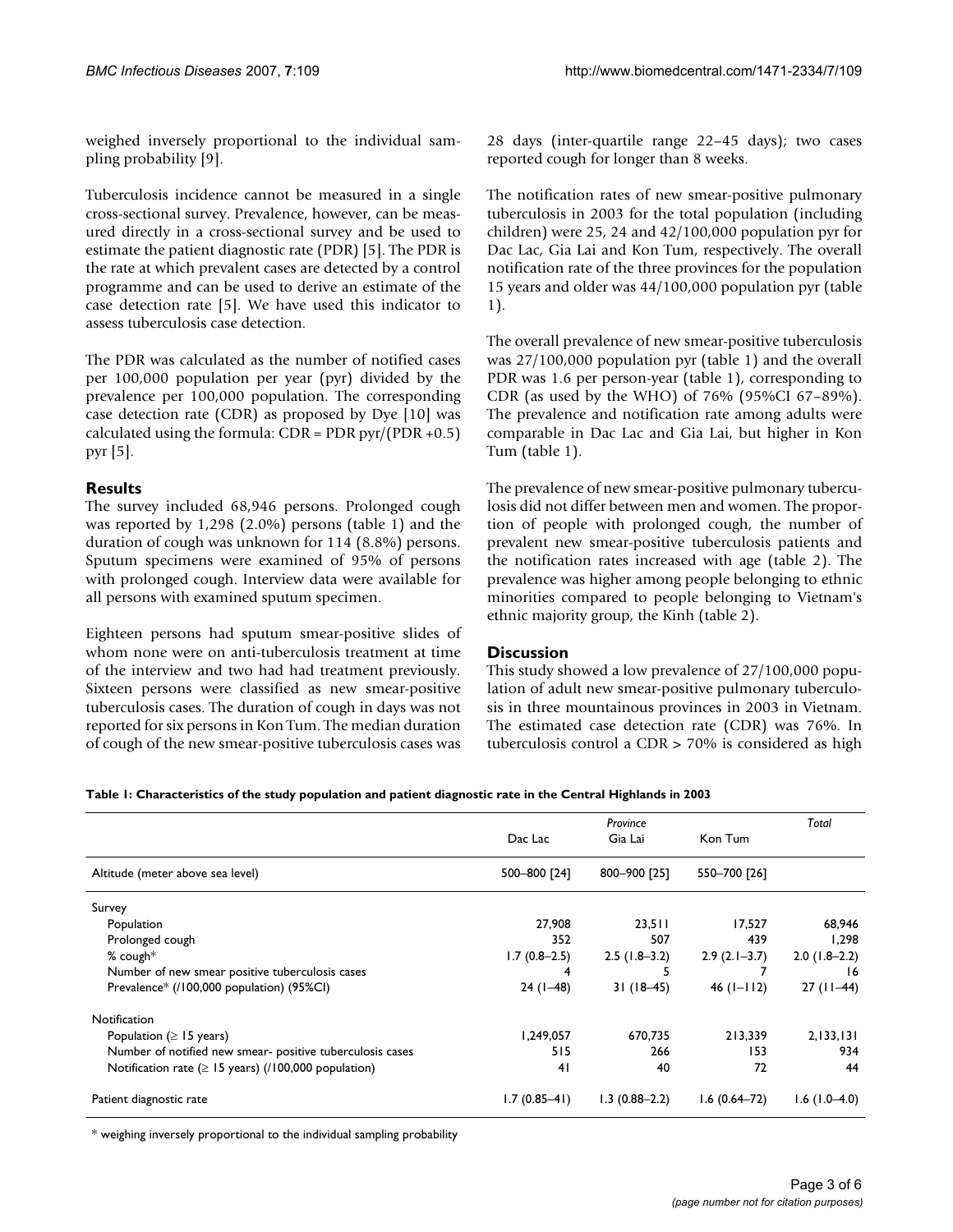weighed inversely proportional to the individual sampling probability [9].

Tuberculosis incidence cannot be measured in a single cross-sectional survey. Prevalence, however, can be measured directly in a cross-sectional survey and be used to estimate the patient diagnostic rate (PDR) [5]. The PDR is the rate at which prevalent cases are detected by a control programme and can be used to derive an estimate of the case detection rate [5]. We have used this indicator to assess tuberculosis case detection.

The PDR was calculated as the number of notified cases per 100,000 population per year (pyr) divided by the prevalence per 100,000 population. The corresponding case detection rate (CDR) as proposed by Dye [10] was calculated using the formula: CDR = PDR pyr/(PDR +0.5) pyr [5].

## Results

The survey included 68,946 persons. Prolonged cough was reported by 1,298 (2.0%) persons (table 1) and the duration of cough was unknown for 114 (8.8%) persons. Sputum specimens were examined of 95% of persons with prolonged cough. Interview data were available for all persons with examined sputum specimen.

Eighteen persons had sputum smear-positive slides of whom none were on anti-tuberculosis treatment at time of the interview and two had had treatment previously. Sixteen persons were classified as new smear-positive tuberculosis cases. The duration of cough in days was not reported for six persons in Kon Tum. The median duration of cough of the new smear-positive tuberculosis cases was 28 days (inter-quartile range 22–45 days); two cases reported cough for longer than 8 weeks.

The notification rates of new smear-positive pulmonary tuberculosis in 2003 for the total population (including children) were 25, 24 and 42/100,000 population pyr for Dac Lac, Gia Lai and Kon Tum, respectively. The overall notification rate of the three provinces for the population 15 years and older was 44/100,000 population pyr (table 1).

The overall prevalence of new smear-positive tuberculosis was 27/100,000 population pyr (table 1) and the overall PDR was 1.6 per person-year (table 1), corresponding to CDR (as used by the WHO) of 76% (95%CI 67–89%). The prevalence and notification rate among adults were comparable in Dac Lac and Gia Lai, but higher in Kon Tum (table 1).

The prevalence of new smear-positive pulmonary tuberculosis did not differ between men and women. The proportion of people with prolonged cough, the number of prevalent new smear-positive tuberculosis patients and the notification rates increased with age (table 2). The prevalence was higher among people belonging to ethnic minorities compared to people belonging to Vietnam's ethnic majority group, the Kinh (table 2).

## Discussion

This study showed a low prevalence of 27/100,000 population of adult new smear-positive pulmonary tuberculosis in three mountainous provinces in 2003 in Vietnam. The estimated case detection rate (CDR) was 76%. In tuberculosis control a CDR > 70% is considered as high

**Table 1: Characteristics of the study population and patient diagnostic rate in the Central Highlands in 2003**

| | *Province* | | | *Total* |
|---|---|---|---|---|
| | Dac Lac | Gia Lai | Kon Tum | |
| Altitude (meter above sea level) | 500–800 [24] | 800–900 [25] | 550–700 [26] | |
| Survey | | | | |
| Population | 27,908 | 23,511 | 17,527 | 68,946 |
| Prolonged cough | 352 | 507 | 439 | 1,298 |
| % cough* | 1.7 (0.8–2.5) | 2.5 (1.8–3.2) | 2.9 (2.1–3.7) | 2.0 (1.8–2.2) |
| Number of new smear positive tuberculosis cases | 4 | 5 | 7 | 16 |
| Prevalence* (/100,000 population) (95%CI) | 24 (1–48) | 31 (18–45) | 46 (1–112) | 27 (11–44) |
| Notification | | | | |
| Population (≥ 15 years) | 1,249,057 | 670,735 | 213,339 | 2,133,131 |
| Number of notified new smear- positive tuberculosis cases | 515 | 266 | 153 | 934 |
| Notification rate (≥ 15 years) (/100,000 population) | 41 | 40 | 72 | 44 |
| Patient diagnostic rate | 1.7 (0.85–41) | 1.3 (0.88–2.2) | 1.6 (0.64–72) | 1.6 (1.0–4.0) |

\* weighing inversely proportional to the individual sampling probability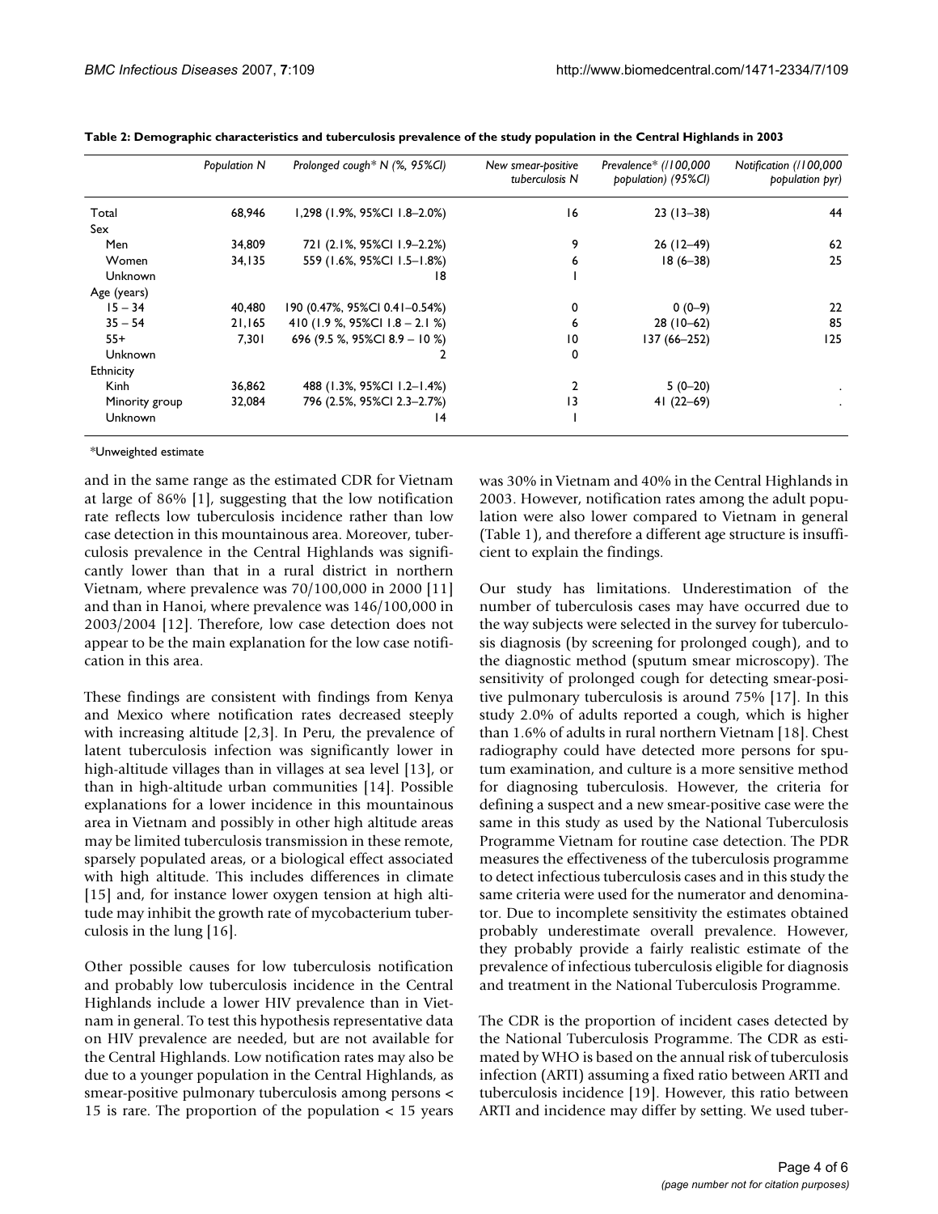**Table 2: Demographic characteristics and tuberculosis prevalence of the study population in the Central Highlands in 2003**

| | *Population N* | *Prolonged cough\* N (%, 95%CI)* | *New smear-positive tuberculosis N* | *Prevalence\* (/100,000 population) (95%CI)* | *Notification (/100,000 population pyr)* |
|---|---|---|---|---|---|
| Total | 68,946 | 1,298 (1.9%, 95%CI 1.8–2.0%) | 16 | 23 (13–38) | 44 |
| Sex | | | | | |
| Men | 34,809 | 721 (2.1%, 95%CI 1.9–2.2%) | 9 | 26 (12–49) | 62 |
| Women | 34,135 | 559 (1.6%, 95%CI 1.5–1.8%) | 6 | 18 (6–38) | 25 |
| Unknown | | 18 | 1 | | |
| Age (years) | | | | | |
| 15 – 34 | 40,480 | 190 (0.47%, 95%CI 0.41–0.54%) | 0 | 0 (0–9) | 22 |
| 35 – 54 | 21,165 | 410 (1.9 %, 95%CI 1.8 – 2.1 %) | 6 | 28 (10–62) | 85 |
| 55+ | 7,301 | 696 (9.5 %, 95%CI 8.9 – 10 %) | 10 | 137 (66–252) | 125 |
| Unknown | | 2 | 0 | | |
| Ethnicity | | | | | |
| Kinh | 36,862 | 488 (1.3%, 95%CI 1.2–1.4%) | 2 | 5 (0–20) | . |
| Minority group | 32,084 | 796 (2.5%, 95%CI 2.3–2.7%) | 13 | 41 (22–69) | . |
| Unknown | | 14 | 1 | | |

\*Unweighted estimate

and in the same range as the estimated CDR for Vietnam at large of 86% [1], suggesting that the low notification rate reflects low tuberculosis incidence rather than low case detection in this mountainous area. Moreover, tuberculosis prevalence in the Central Highlands was significantly lower than that in a rural district in northern Vietnam, where prevalence was 70/100,000 in 2000 [11] and than in Hanoi, where prevalence was 146/100,000 in 2003/2004 [12]. Therefore, low case detection does not appear to be the main explanation for the low case notification in this area.

These findings are consistent with findings from Kenya and Mexico where notification rates decreased steeply with increasing altitude [2,3]. In Peru, the prevalence of latent tuberculosis infection was significantly lower in high-altitude villages than in villages at sea level [13], or than in high-altitude urban communities [14]. Possible explanations for a lower incidence in this mountainous area in Vietnam and possibly in other high altitude areas may be limited tuberculosis transmission in these remote, sparsely populated areas, or a biological effect associated with high altitude. This includes differences in climate [15] and, for instance lower oxygen tension at high altitude may inhibit the growth rate of mycobacterium tuberculosis in the lung [16].

Other possible causes for low tuberculosis notification and probably low tuberculosis incidence in the Central Highlands include a lower HIV prevalence than in Vietnam in general. To test this hypothesis representative data on HIV prevalence are needed, but are not available for the Central Highlands. Low notification rates may also be due to a younger population in the Central Highlands, as smear-positive pulmonary tuberculosis among persons < 15 is rare. The proportion of the population < 15 years was 30% in Vietnam and 40% in the Central Highlands in 2003. However, notification rates among the adult population were also lower compared to Vietnam in general (Table 1), and therefore a different age structure is insufficient to explain the findings.

Our study has limitations. Underestimation of the number of tuberculosis cases may have occurred due to the way subjects were selected in the survey for tuberculosis diagnosis (by screening for prolonged cough), and to the diagnostic method (sputum smear microscopy). The sensitivity of prolonged cough for detecting smear-positive pulmonary tuberculosis is around 75% [17]. In this study 2.0% of adults reported a cough, which is higher than 1.6% of adults in rural northern Vietnam [18]. Chest radiography could have detected more persons for sputum examination, and culture is a more sensitive method for diagnosing tuberculosis. However, the criteria for defining a suspect and a new smear-positive case were the same in this study as used by the National Tuberculosis Programme Vietnam for routine case detection. The PDR measures the effectiveness of the tuberculosis programme to detect infectious tuberculosis cases and in this study the same criteria were used for the numerator and denominator. Due to incomplete sensitivity the estimates obtained probably underestimate overall prevalence. However, they probably provide a fairly realistic estimate of the prevalence of infectious tuberculosis eligible for diagnosis and treatment in the National Tuberculosis Programme.

The CDR is the proportion of incident cases detected by the National Tuberculosis Programme. The CDR as estimated by WHO is based on the annual risk of tuberculosis infection (ARTI) assuming a fixed ratio between ARTI and tuberculosis incidence [19]. However, this ratio between ARTI and incidence may differ by setting. We used tuber-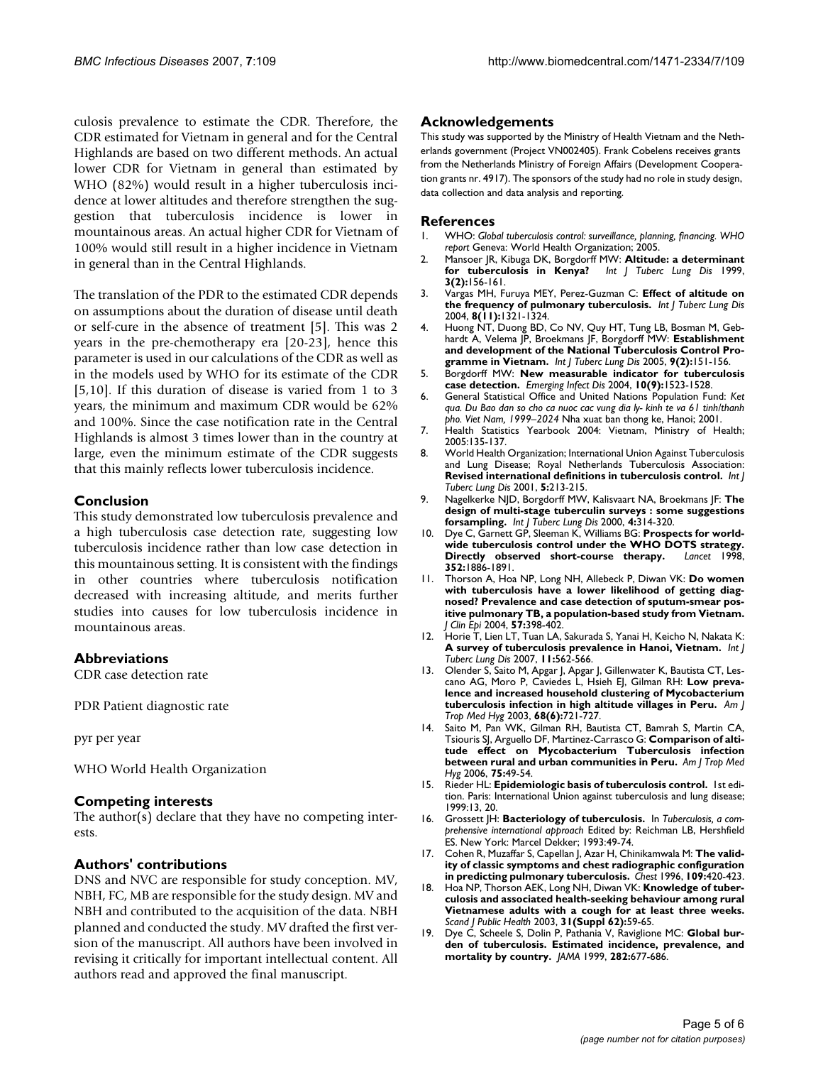culosis prevalence to estimate the CDR. Therefore, the CDR estimated for Vietnam in general and for the Central Highlands are based on two different methods. An actual lower CDR for Vietnam in general than estimated by WHO (82%) would result in a higher tuberculosis incidence at lower altitudes and therefore strengthen the suggestion that tuberculosis incidence is lower in mountainous areas. An actual higher CDR for Vietnam of 100% would still result in a higher incidence in Vietnam in general than in the Central Highlands.

The translation of the PDR to the estimated CDR depends on assumptions about the duration of disease until death or self-cure in the absence of treatment [5]. This was 2 years in the pre-chemotherapy era [20-23], hence this parameter is used in our calculations of the CDR as well as in the models used by WHO for its estimate of the CDR [5,10]. If this duration of disease is varied from 1 to 3 years, the minimum and maximum CDR would be 62% and 100%. Since the case notification rate in the Central Highlands is almost 3 times lower than in the country at large, even the minimum estimate of the CDR suggests that this mainly reflects lower tuberculosis incidence.

## Conclusion

This study demonstrated low tuberculosis prevalence and a high tuberculosis case detection rate, suggesting low tuberculosis incidence rather than low case detection in this mountainous setting. It is consistent with the findings in other countries where tuberculosis notification decreased with increasing altitude, and merits further studies into causes for low tuberculosis incidence in mountainous areas.

## Abbreviations

CDR case detection rate

PDR Patient diagnostic rate

pyr per year

WHO World Health Organization

## Competing interests

The author(s) declare that they have no competing interests.

## Authors' contributions

DNS and NVC are responsible for study conception. MV, NBH, FC, MB are responsible for the study design. MV and NBH and contributed to the acquisition of the data. NBH planned and conducted the study. MV drafted the first version of the manuscript. All authors have been involved in revising it critically for important intellectual content. All authors read and approved the final manuscript.

## Acknowledgements

This study was supported by the Ministry of Health Vietnam and the Netherlands government (Project VN002405). Frank Cobelens receives grants from the Netherlands Ministry of Foreign Affairs (Development Cooperation grants nr. 4917). The sponsors of the study had no role in study design, data collection and data analysis and reporting.

## References

1. WHO: *Global tuberculosis control: surveillance, planning, financing. WHO report* Geneva: World Health Organization; 2005.
2. Mansoer JR, Kibuga DK, Borgdorff MW: **Altitude: a determinant for tuberculosis in Kenya?** *Int J Tuberc Lung Dis* 1999, **3(2):**156-161.
3. Vargas MH, Furuya MEY, Perez-Guzman C: **Effect of altitude on the frequency of pulmonary tuberculosis.** *Int J Tuberc Lung Dis* 2004, **8(11):**1321-1324.
4. Huong NT, Duong BD, Co NV, Quy HT, Tung LB, Bosman M, Gebhardt A, Velema JP, Broekmans JF, Borgdorff MW: **Establishment and development of the National Tuberculosis Control Programme in Vietnam.** *Int J Tuberc Lung Dis* 2005, **9(2):**151-156.
5. Borgdorff MW: **New measurable indicator for tuberculosis case detection.** *Emerging Infect Dis* 2004, **10(9):**1523-1528.
6. General Statistical Office and United Nations Population Fund: *Ket qua. Du Bao dan so cho ca nuoc cac vung dia ly- kinh te va 61 tinh/thanh pho. Viet Nam, 1999–2024* Nha xuat ban thong ke, Hanoi; 2001.
7. Health Statistics Yearbook 2004: Vietnam, Ministry of Health; 2005:135-137.
8. World Health Organization; International Union Against Tuberculosis and Lung Disease; Royal Netherlands Tuberculosis Association: **Revised international definitions in tuberculosis control.** *Int J Tuberc Lung Dis* 2001, **5:**213-215.
9. Nagelkerke NJD, Borgdorff MW, Kalisvaart NA, Broekmans JF: **The design of multi-stage tuberculin surveys : some suggestions forsampling.** *Int J Tuberc Lung Dis* 2000, **4:**314-320.
10. Dye C, Garnett GP, Sleeman K, Williams BG: **Prospects for worldwide tuberculosis control under the WHO DOTS strategy. Directly observed short-course therapy.** *Lancet* 1998, **352:**1886-1891.
11. Thorson A, Hoa NP, Long NH, Allebeck P, Diwan VK: **Do women with tuberculosis have a lower likelihood of getting diagnosed? Prevalence and case detection of sputum-smear positive pulmonary TB, a population-based study from Vietnam.** *J Clin Epi* 2004, **57:**398-402.
12. Horie T, Lien LT, Tuan LA, Sakurada S, Yanai H, Keicho N, Nakata K: **A survey of tuberculosis prevalence in Hanoi, Vietnam.** *Int J Tuberc Lung Dis* 2007, **11:**562-566.
13. Olender S, Saito M, Apgar J, Apgar J, Gillenwater K, Bautista CT, Lescano AG, Moro P, Caviedes L, Hsieh EJ, Gilman RH: **Low prevalence and increased household clustering of Mycobacterium tuberculosis infection in high altitude villages in Peru.** *Am J Trop Med Hyg* 2003, **68(6):**721-727.
14. Saito M, Pan WK, Gilman RH, Bautista CT, Bamrah S, Martin CA, Tsiouris SJ, Arguello DF, Martinez-Carrasco G: **Comparison of altitude effect on Mycobacterium Tuberculosis infection between rural and urban communities in Peru.** *Am J Trop Med Hyg* 2006, **75:**49-54.
15. Rieder HL: **Epidemiologic basis of tuberculosis control.** 1st edition. Paris: International Union against tuberculosis and lung disease; 1999:13, 20.
16. Grossett JH: **Bacteriology of tuberculosis.** In *Tuberculosis, a comprehensive international approach* Edited by: Reichman LB, Hershfield ES. New York: Marcel Dekker; 1993:49-74.
17. Cohen R, Muzaffar S, Capellan J, Azar H, Chinikamwala M: **The validity of classic symptoms and chest radiographic configuration in predicting pulmonary tuberculosis.** *Chest* 1996, **109:**420-423.
18. Hoa NP, Thorson AEK, Long NH, Diwan VK: **Knowledge of tuberculosis and associated health-seeking behaviour among rural Vietnamese adults with a cough for at least three weeks.** *Scand J Public Health* 2003, **31(Suppl 62):**59-65.
19. Dye C, Scheele S, Dolin P, Pathania V, Raviglione MC: **Global burden of tuberculosis. Estimated incidence, prevalence, and mortality by country.** *JAMA* 1999, **282:**677-686.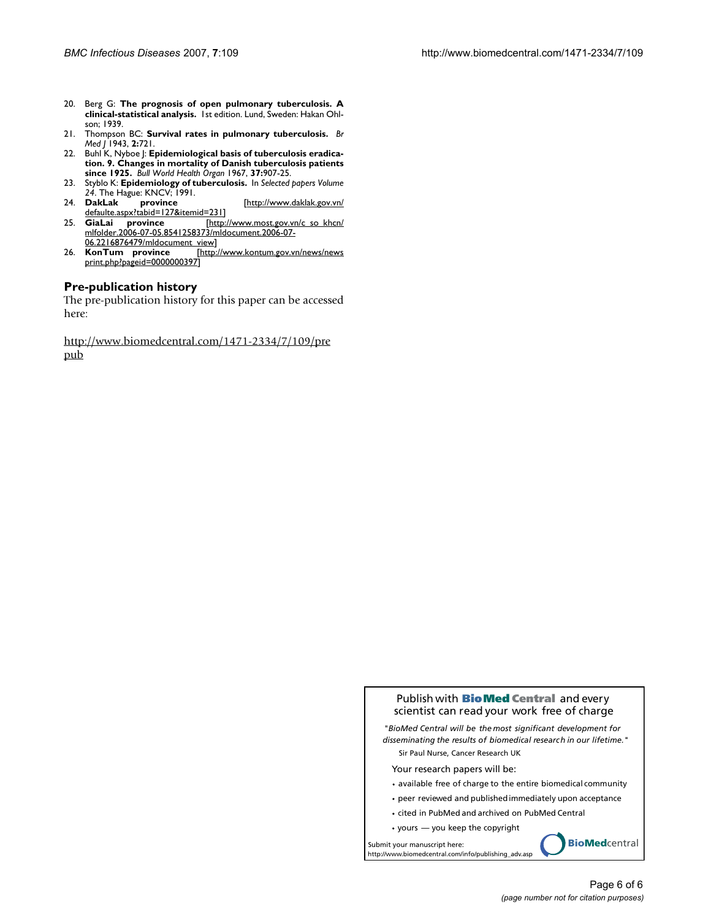20. Berg G: **The prognosis of open pulmonary tuberculosis. A clinical-statistical analysis.** 1st edition. Lund, Sweden: Hakan Ohlson; 1939.
21. Thompson BC: **Survival rates in pulmonary tuberculosis.** *Br Med J* 1943, **2:**721.
22. Buhl K, Nyboe J: **Epidemiological basis of tuberculosis eradication. 9. Changes in mortality of Danish tuberculosis patients since 1925.** *Bull World Health Organ* 1967, **37:**907-25.
23. Styblo K: **Epidemiology of tuberculosis.** In *Selected papers Volume 24*. The Hague: KNCV; 1991.
24. **DakLak province** [http://www.daklak.gov.vn/defaulte.aspx?tabid=127&itemid=231]
25. **GiaLai province** [http://www.most.gov.vn/c_so_khcn/mlfolder.2006-07-05.8541258373/mldocument.2006-07-06.2216876479/mldocument_view]
26. **KonTum province** [http://www.kontum.gov.vn/news/newsprint.php?pageid=0000000397]

## Pre-publication history

The pre-publication history for this paper can be accessed here:

http://www.biomedcentral.com/1471-2334/7/109/prepub

Publish with **BioMed Central** and every scientist can read your work free of charge

*"BioMed Central will be the most significant development for disseminating the results of biomedical research in our lifetime."*

Sir Paul Nurse, Cancer Research UK

Your research papers will be:

- available free of charge to the entire biomedical community
- peer reviewed and published immediately upon acceptance
- cited in PubMed and archived on PubMed Central
- yours — you keep the copyright

Submit your manuscript here:
http://www.biomedcentral.com/info/publishing_adv.asp

**BioMed**central